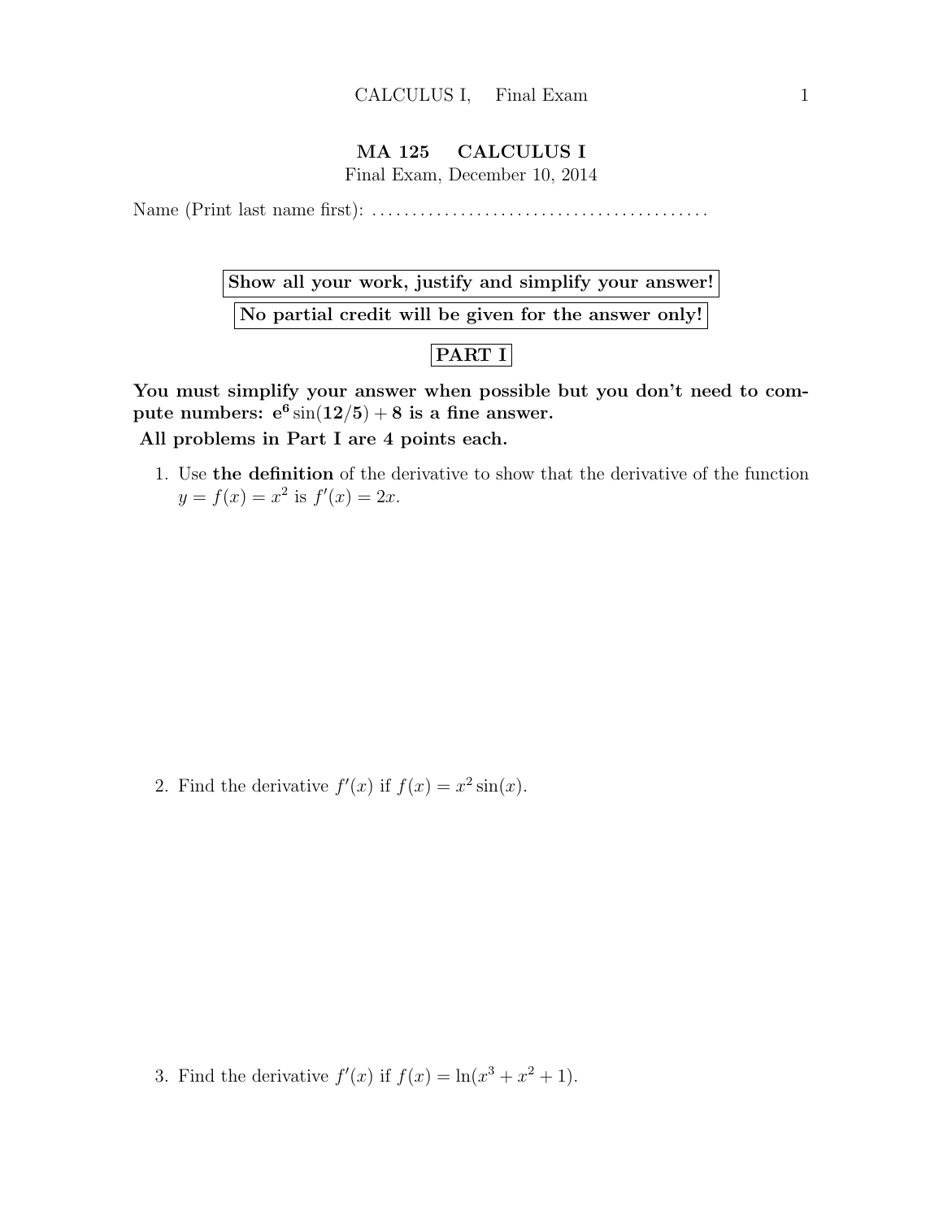# MA 125 CALCULUS I

Final Exam, December 10, 2014

Name (Print last name first): .........................................

**Show all your work, justify and simplify your answer!**

**No partial credit will be given for the answer only!**

## PART I

**You must simplify your answer when possible but you don't need to compute numbers: $\mathbf{e^6 \sin(12/5) + 8}$ is a fine answer.**

**All problems in Part I are 4 points each.**

1. Use **the definition** of the derivative to show that the derivative of the function $y = f(x) = x^2$ is $f'(x) = 2x$.

2. Find the derivative $f'(x)$ if $f(x) = x^2 \sin(x)$.

3. Find the derivative $f'(x)$ if $f(x) = \ln(x^3 + x^2 + 1)$.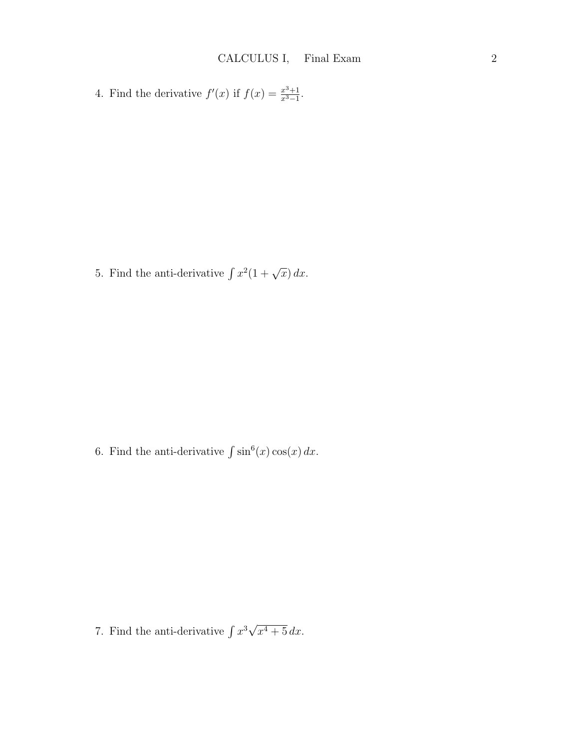4. Find the derivative $f'(x)$ if $f(x) = \frac{x^3+1}{x^3-1}$.

5. Find the anti-derivative $\int x^2(1 + \sqrt{x})\, dx$.

6. Find the anti-derivative $\int \sin^6(x) \cos(x)\, dx$.

7. Find the anti-derivative $\int x^3\sqrt{x^4 + 5}\, dx$.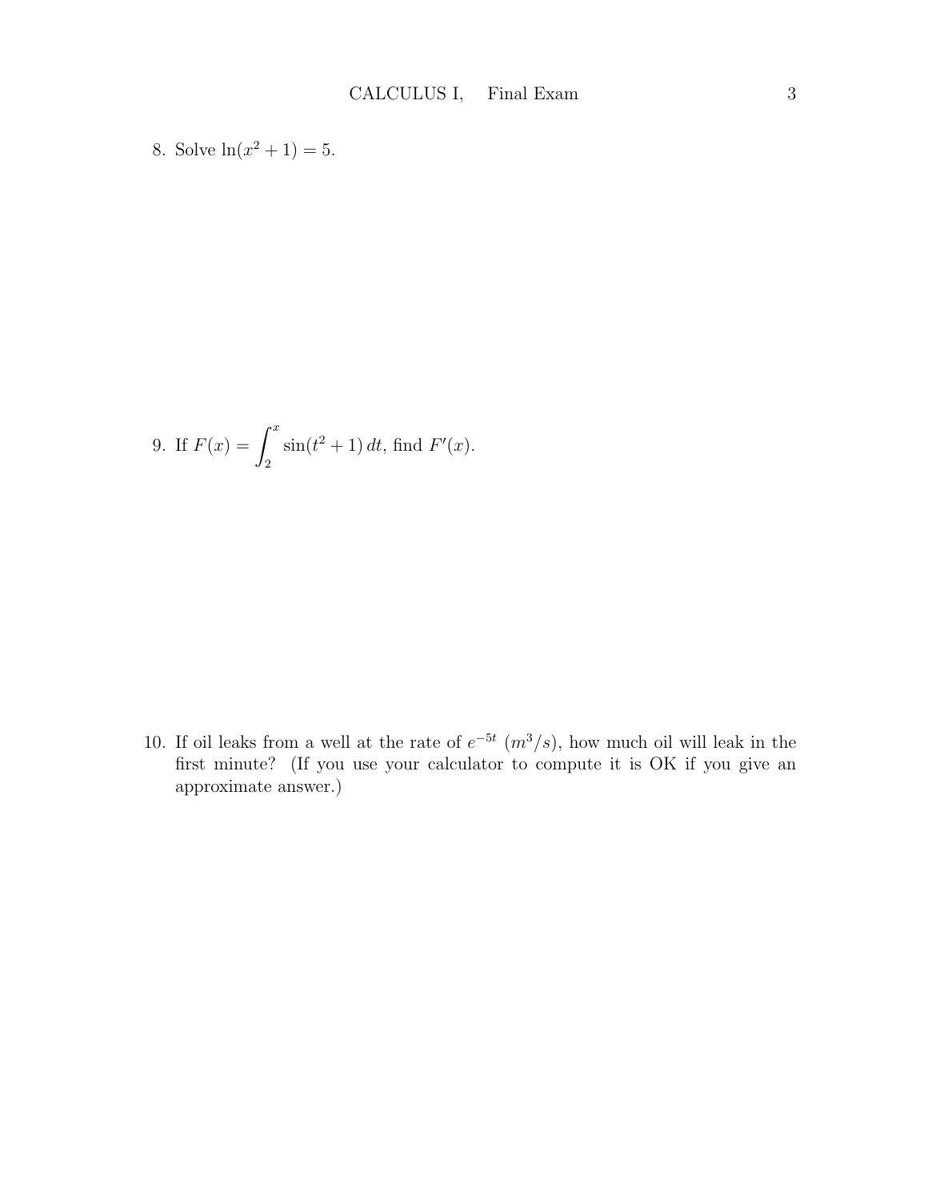8. Solve $\ln(x^2 + 1) = 5$.

9. If $F(x) = \int_2^x \sin(t^2 + 1)\, dt$, find $F'(x)$.

10. If oil leaks from a well at the rate of $e^{-5t}$ $(m^3/s)$, how much oil will leak in the first minute? (If you use your calculator to compute it is OK if you give an approximate answer.)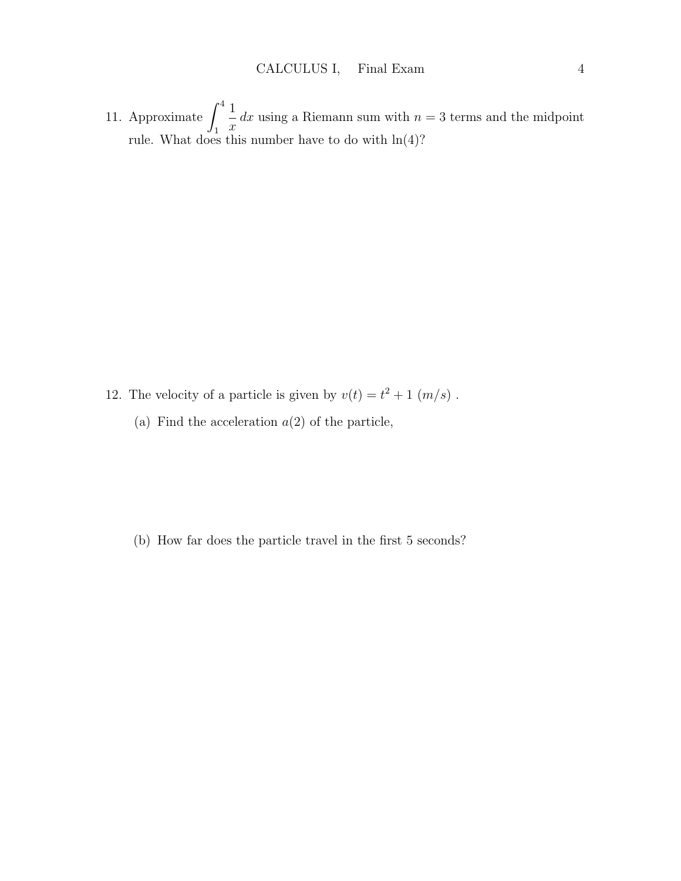11. Approximate $\int_1^4 \frac{1}{x}\,dx$ using a Riemann sum with $n = 3$ terms and the midpoint rule. What does this number have to do with $\ln(4)$?

12. The velocity of a particle is given by $v(t) = t^2 + 1$ $(m/s)$ .

    (a) Find the acceleration $a(2)$ of the particle,

    (b) How far does the particle travel in the first 5 seconds?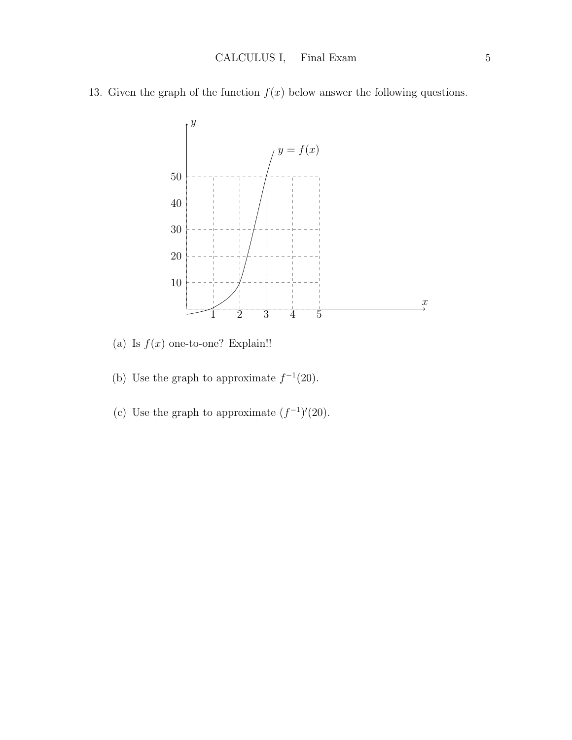13. Given the graph of the function $f(x)$ below answer the following questions.

(a) Is $f(x)$ one-to-one? Explain!!

(b) Use the graph to approximate $f^{-1}(20)$.

(c) Use the graph to approximate $(f^{-1})'(20)$.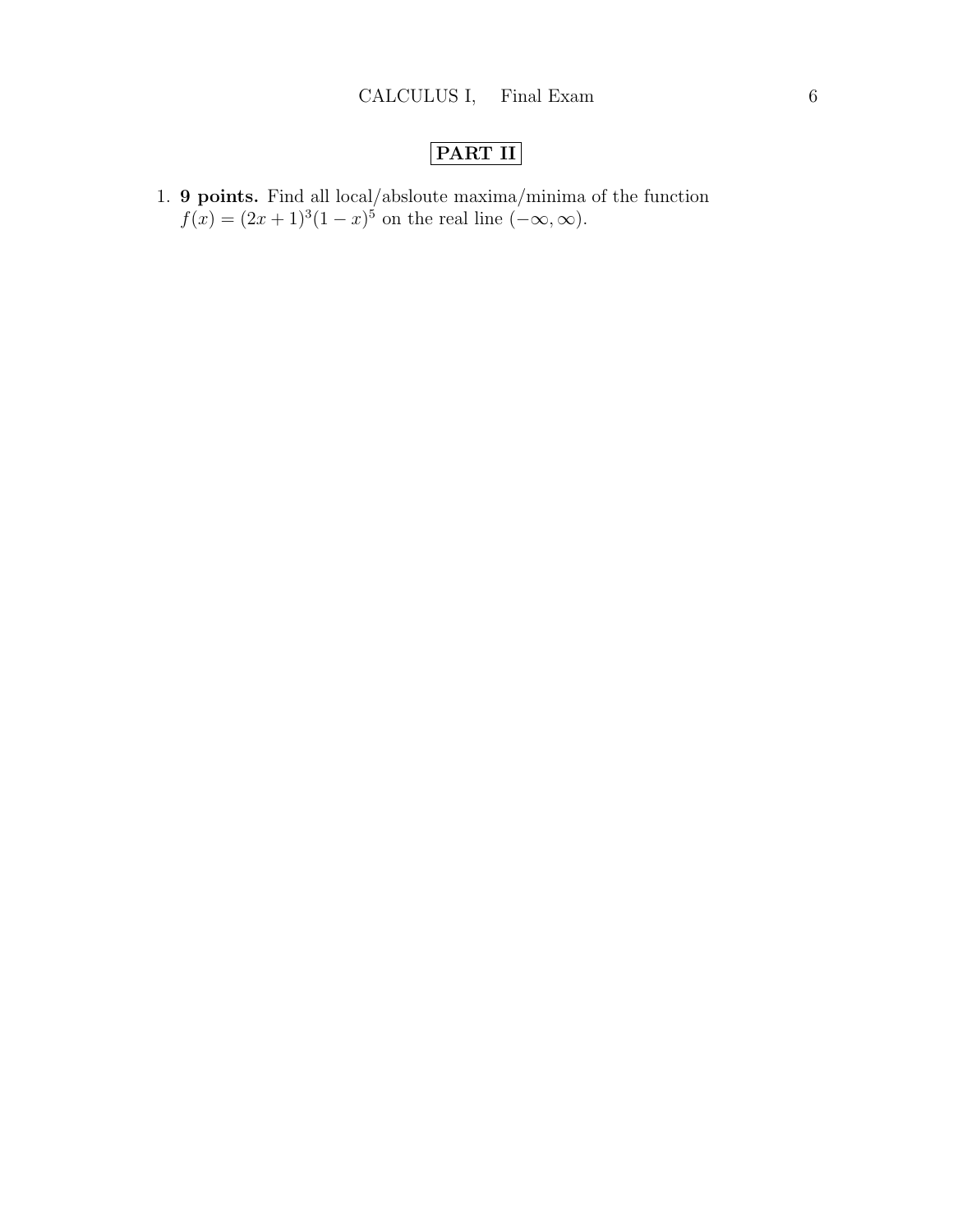## PART II

1. **9 points.** Find all local/absloute maxima/minima of the function $f(x) = (2x+1)^3(1-x)^5$ on the real line $(-\infty, \infty)$.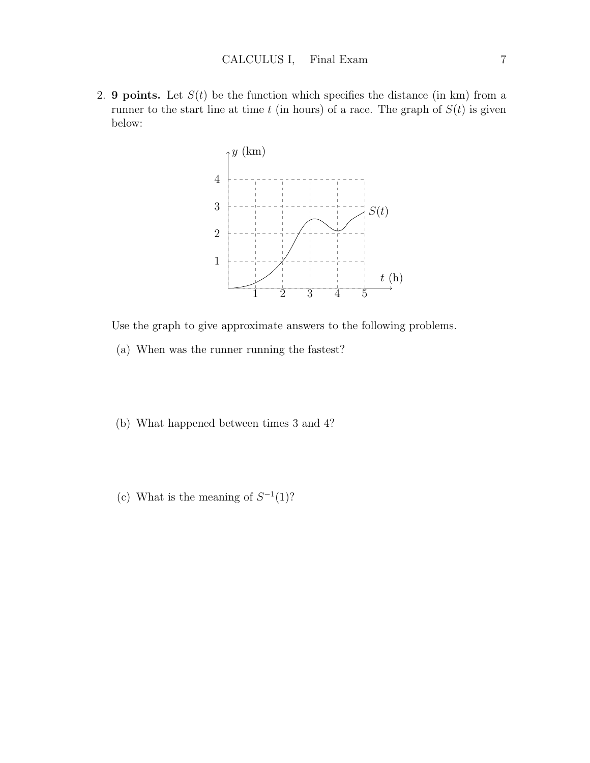2. **9 points.** Let $S(t)$ be the function which specifies the distance (in km) from a runner to the start line at time $t$ (in hours) of a race. The graph of $S(t)$ is given below:

Use the graph to give approximate answers to the following problems.

(a) When was the runner running the fastest?

(b) What happened between times 3 and 4?

(c) What is the meaning of $S^{-1}(1)$?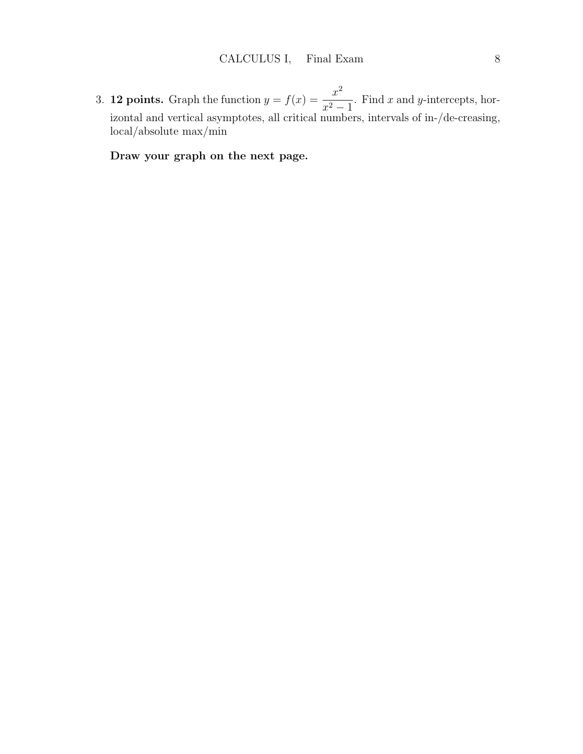3. **12 points.** Graph the function $y = f(x) = \dfrac{x^2}{x^2 - 1}$. Find $x$ and $y$-intercepts, horizontal and vertical asymptotes, all critical numbers, intervals of in-/de-creasing, local/absolute max/min

   **Draw your graph on the next page.**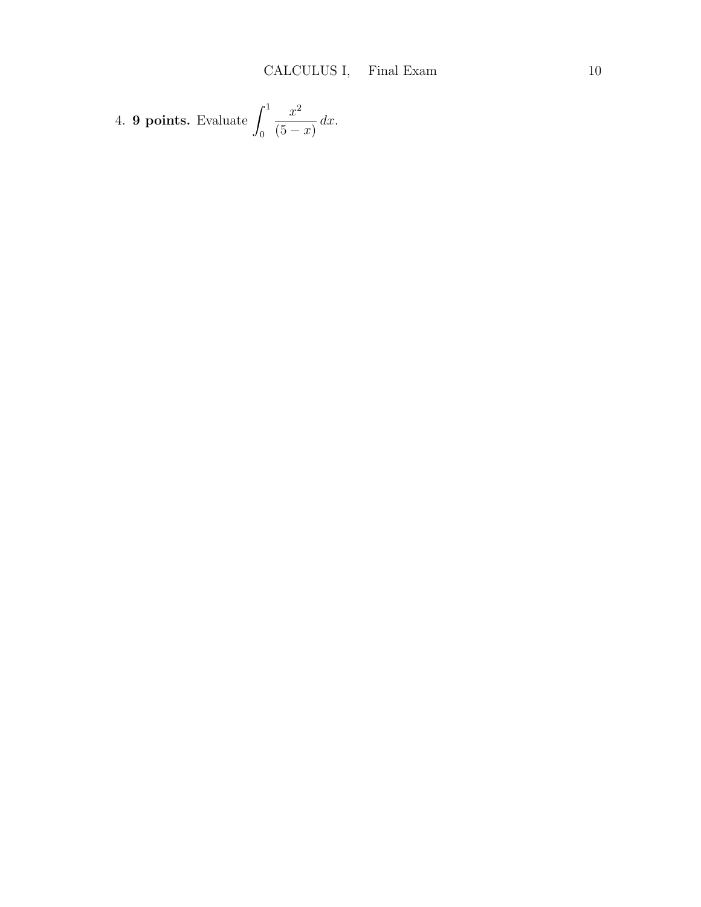4. **9 points.** Evaluate $\displaystyle\int_0^1 \frac{x^2}{(5-x)}\,dx$.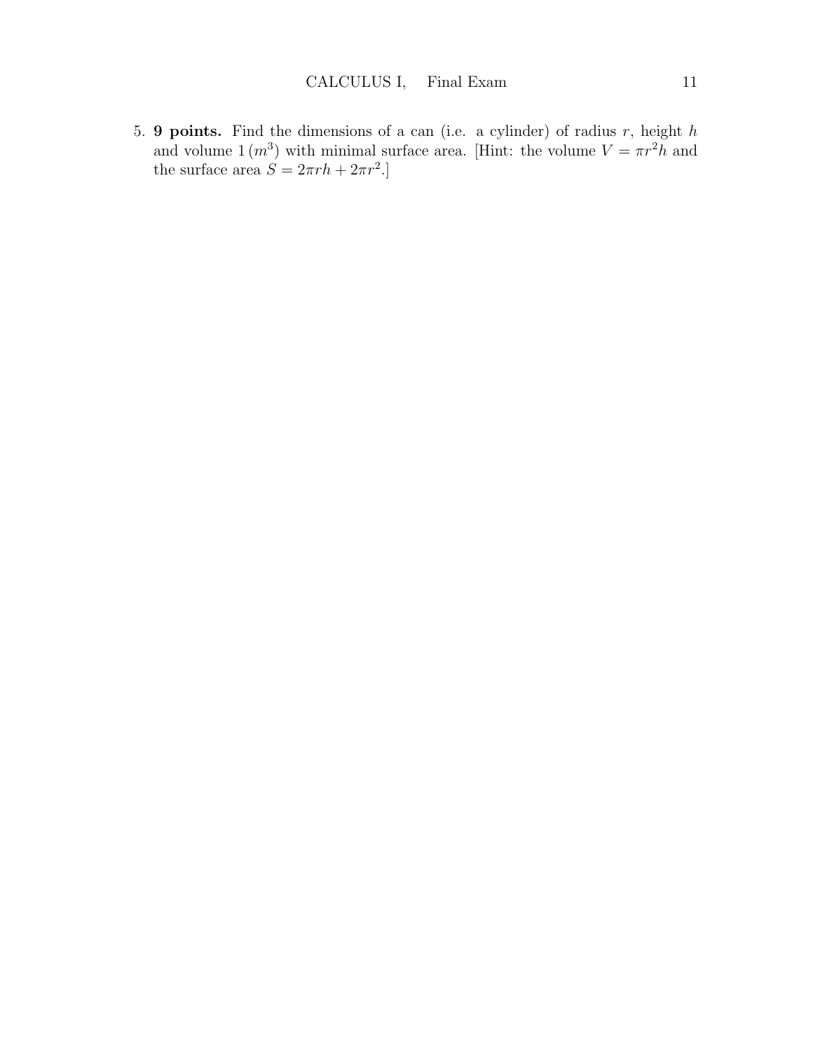5. **9 points.** Find the dimensions of a can (i.e. a cylinder) of radius $r$, height $h$ and volume $1\,(m^3)$ with minimal surface area. [Hint: the volume $V = \pi r^2 h$ and the surface area $S = 2\pi rh + 2\pi r^2$.]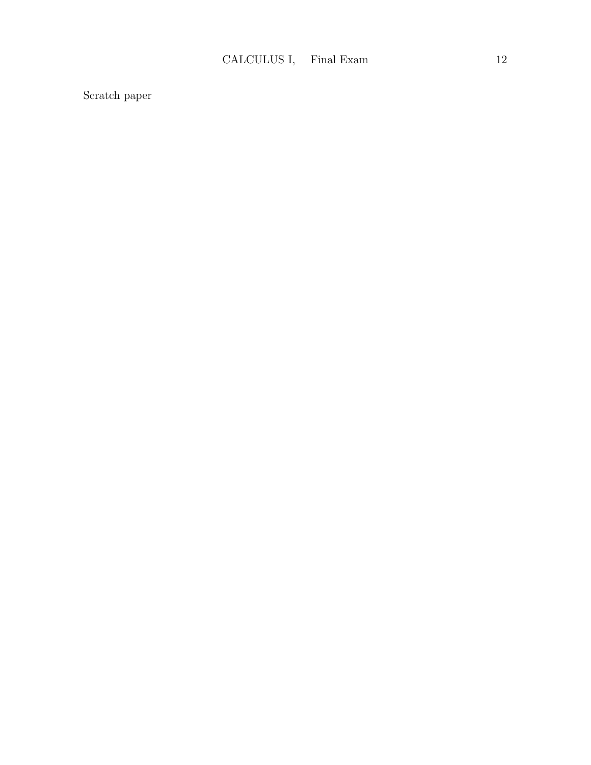Scratch paper